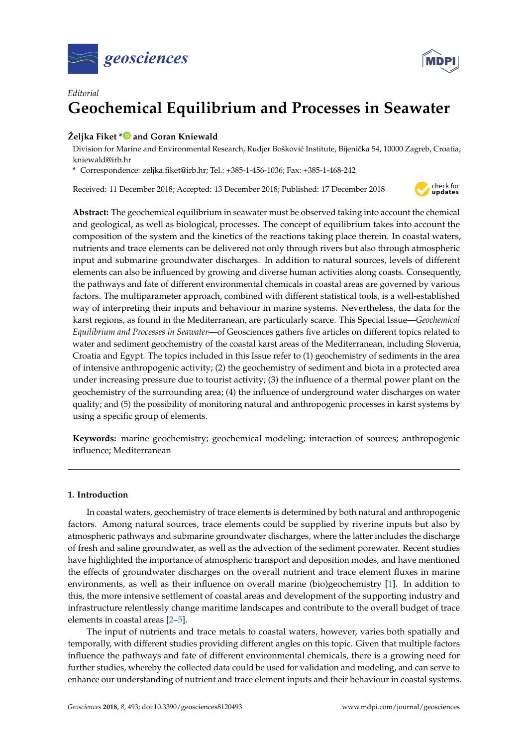*Editorial*

# Geochemical Equilibrium and Processes in Seawater

**Željka Fiket * and Goran Kniewald**

Division for Marine and Environmental Research, Rudjer Bošković Institute, Bijenička 54, 10000 Zagreb, Croatia; kniewald@irb.hr

* Correspondence: zeljka.fiket@irb.hr; Tel.: +385-1-456-1036; Fax: +385-1-468-242

Received: 11 December 2018; Accepted: 13 December 2018; Published: 17 December 2018

**Abstract:** The geochemical equilibrium in seawater must be observed taking into account the chemical and geological, as well as biological, processes. The concept of equilibrium takes into account the composition of the system and the kinetics of the reactions taking place therein. In coastal waters, nutrients and trace elements can be delivered not only through rivers but also through atmospheric input and submarine groundwater discharges. In addition to natural sources, levels of different elements can also be influenced by growing and diverse human activities along coasts. Consequently, the pathways and fate of different environmental chemicals in coastal areas are governed by various factors. The multiparameter approach, combined with different statistical tools, is a well-established way of interpreting their inputs and behaviour in marine systems. Nevertheless, the data for the karst regions, as found in the Mediterranean, are particularly scarce. This Special Issue—*Geochemical Equilibrium and Processes in Seawater*—of Geosciences gathers five articles on different topics related to water and sediment geochemistry of the coastal karst areas of the Mediterranean, including Slovenia, Croatia and Egypt. The topics included in this Issue refer to (1) geochemistry of sediments in the area of intensive anthropogenic activity; (2) the geochemistry of sediment and biota in a protected area under increasing pressure due to tourist activity; (3) the influence of a thermal power plant on the geochemistry of the surrounding area; (4) the influence of underground water discharges on water quality; and (5) the possibility of monitoring natural and anthropogenic processes in karst systems by using a specific group of elements.

**Keywords:** marine geochemistry; geochemical modeling; interaction of sources; anthropogenic influence; Mediterranean

## 1. Introduction

In coastal waters, geochemistry of trace elements is determined by both natural and anthropogenic factors. Among natural sources, trace elements could be supplied by riverine inputs but also by atmospheric pathways and submarine groundwater discharges, where the latter includes the discharge of fresh and saline groundwater, as well as the advection of the sediment porewater. Recent studies have highlighted the importance of atmospheric transport and deposition modes, and have mentioned the effects of groundwater discharges on the overall nutrient and trace element fluxes in marine environments, as well as their influence on overall marine (bio)geochemistry [1]. In addition to this, the more intensive settlement of coastal areas and development of the supporting industry and infrastructure relentlessly change maritime landscapes and contribute to the overall budget of trace elements in coastal areas [2–5].

The input of nutrients and trace metals to coastal waters, however, varies both spatially and temporally, with different studies providing different angles on this topic. Given that multiple factors influence the pathways and fate of different environmental chemicals, there is a growing need for further studies, whereby the collected data could be used for validation and modeling, and can serve to enhance our understanding of nutrient and trace element inputs and their behaviour in coastal systems.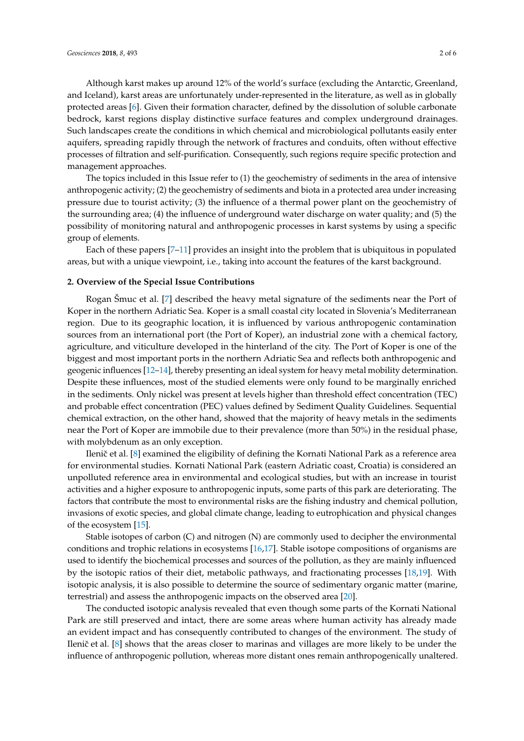Although karst makes up around 12% of the world's surface (excluding the Antarctic, Greenland, and Iceland), karst areas are unfortunately under-represented in the literature, as well as in globally protected areas [6]. Given their formation character, defined by the dissolution of soluble carbonate bedrock, karst regions display distinctive surface features and complex underground drainages. Such landscapes create the conditions in which chemical and microbiological pollutants easily enter aquifers, spreading rapidly through the network of fractures and conduits, often without effective processes of filtration and self-purification. Consequently, such regions require specific protection and management approaches.

The topics included in this Issue refer to (1) the geochemistry of sediments in the area of intensive anthropogenic activity; (2) the geochemistry of sediments and biota in a protected area under increasing pressure due to tourist activity; (3) the influence of a thermal power plant on the geochemistry of the surrounding area; (4) the influence of underground water discharge on water quality; and (5) the possibility of monitoring natural and anthropogenic processes in karst systems by using a specific group of elements.

Each of these papers [7–11] provides an insight into the problem that is ubiquitous in populated areas, but with a unique viewpoint, i.e., taking into account the features of the karst background.

## 2. Overview of the Special Issue Contributions

Rogan Šmuc et al. [7] described the heavy metal signature of the sediments near the Port of Koper in the northern Adriatic Sea. Koper is a small coastal city located in Slovenia's Mediterranean region. Due to its geographic location, it is influenced by various anthropogenic contamination sources from an international port (the Port of Koper), an industrial zone with a chemical factory, agriculture, and viticulture developed in the hinterland of the city. The Port of Koper is one of the biggest and most important ports in the northern Adriatic Sea and reflects both anthropogenic and geogenic influences [12–14], thereby presenting an ideal system for heavy metal mobility determination. Despite these influences, most of the studied elements were only found to be marginally enriched in the sediments. Only nickel was present at levels higher than threshold effect concentration (TEC) and probable effect concentration (PEC) values defined by Sediment Quality Guidelines. Sequential chemical extraction, on the other hand, showed that the majority of heavy metals in the sediments near the Port of Koper are immobile due to their prevalence (more than 50%) in the residual phase, with molybdenum as an only exception.

Ilenič et al. [8] examined the eligibility of defining the Kornati National Park as a reference area for environmental studies. Kornati National Park (eastern Adriatic coast, Croatia) is considered an unpolluted reference area in environmental and ecological studies, but with an increase in tourist activities and a higher exposure to anthropogenic inputs, some parts of this park are deteriorating. The factors that contribute the most to environmental risks are the fishing industry and chemical pollution, invasions of exotic species, and global climate change, leading to eutrophication and physical changes of the ecosystem [15].

Stable isotopes of carbon (C) and nitrogen (N) are commonly used to decipher the environmental conditions and trophic relations in ecosystems [16,17]. Stable isotope compositions of organisms are used to identify the biochemical processes and sources of the pollution, as they are mainly influenced by the isotopic ratios of their diet, metabolic pathways, and fractionating processes [18,19]. With isotopic analysis, it is also possible to determine the source of sedimentary organic matter (marine, terrestrial) and assess the anthropogenic impacts on the observed area [20].

The conducted isotopic analysis revealed that even though some parts of the Kornati National Park are still preserved and intact, there are some areas where human activity has already made an evident impact and has consequently contributed to changes of the environment. The study of Ilenič et al. [8] shows that the areas closer to marinas and villages are more likely to be under the influence of anthropogenic pollution, whereas more distant ones remain anthropogenically unaltered.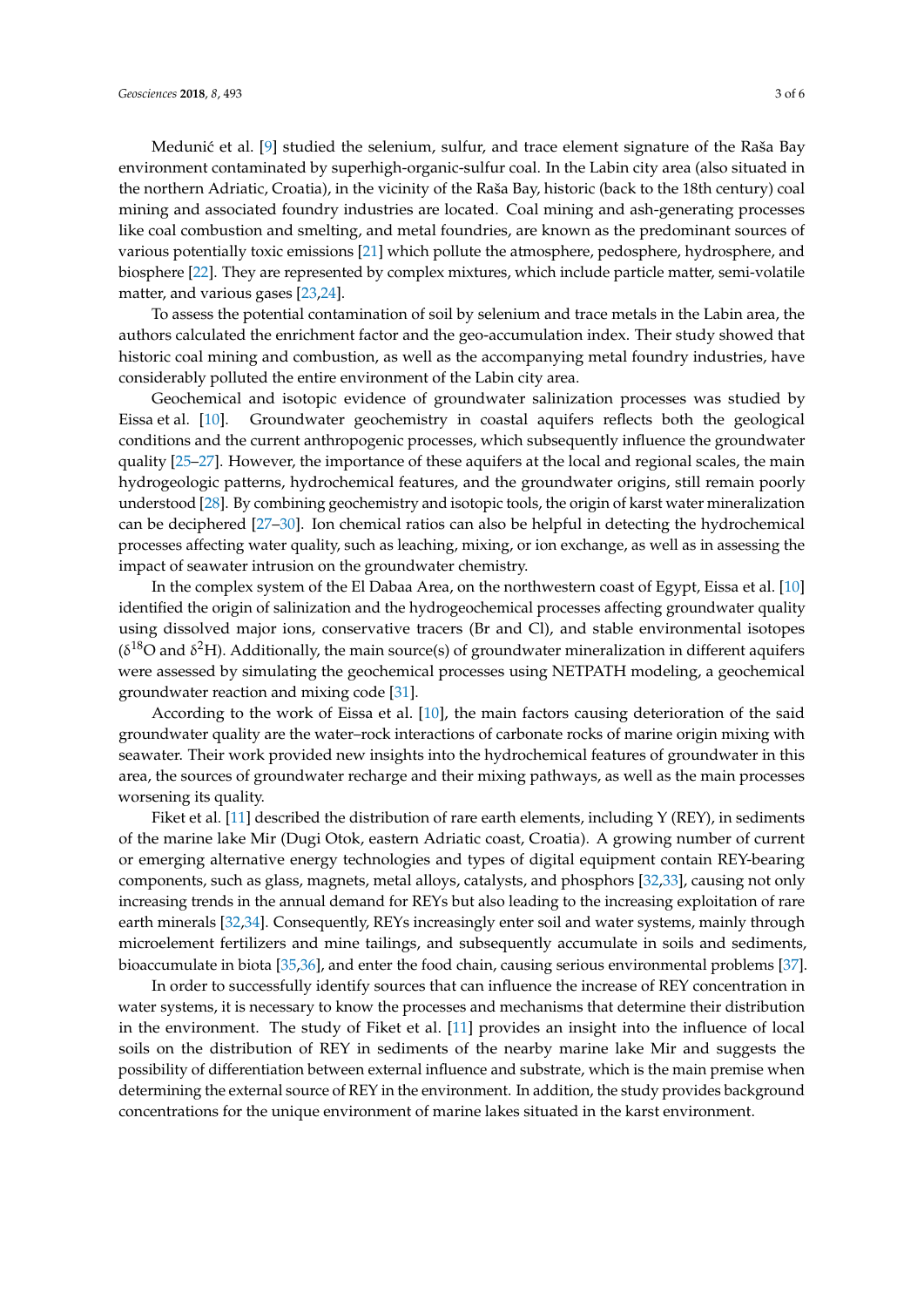Medunić et al. [9] studied the selenium, sulfur, and trace element signature of the Raša Bay environment contaminated by superhigh-organic-sulfur coal. In the Labin city area (also situated in the northern Adriatic, Croatia), in the vicinity of the Raša Bay, historic (back to the 18th century) coal mining and associated foundry industries are located. Coal mining and ash-generating processes like coal combustion and smelting, and metal foundries, are known as the predominant sources of various potentially toxic emissions [21] which pollute the atmosphere, pedosphere, hydrosphere, and biosphere [22]. They are represented by complex mixtures, which include particle matter, semi-volatile matter, and various gases [23,24].

To assess the potential contamination of soil by selenium and trace metals in the Labin area, the authors calculated the enrichment factor and the geo-accumulation index. Their study showed that historic coal mining and combustion, as well as the accompanying metal foundry industries, have considerably polluted the entire environment of the Labin city area.

Geochemical and isotopic evidence of groundwater salinization processes was studied by Eissa et al. [10]. Groundwater geochemistry in coastal aquifers reflects both the geological conditions and the current anthropogenic processes, which subsequently influence the groundwater quality [25–27]. However, the importance of these aquifers at the local and regional scales, the main hydrogeologic patterns, hydrochemical features, and the groundwater origins, still remain poorly understood [28]. By combining geochemistry and isotopic tools, the origin of karst water mineralization can be deciphered [27–30]. Ion chemical ratios can also be helpful in detecting the hydrochemical processes affecting water quality, such as leaching, mixing, or ion exchange, as well as in assessing the impact of seawater intrusion on the groundwater chemistry.

In the complex system of the El Dabaa Area, on the northwestern coast of Egypt, Eissa et al. [10] identified the origin of salinization and the hydrogeochemical processes affecting groundwater quality using dissolved major ions, conservative tracers (Br and Cl), and stable environmental isotopes ($\delta^{18}O$ and $\delta^{2}H$). Additionally, the main source(s) of groundwater mineralization in different aquifers were assessed by simulating the geochemical processes using NETPATH modeling, a geochemical groundwater reaction and mixing code [31].

According to the work of Eissa et al. [10], the main factors causing deterioration of the said groundwater quality are the water–rock interactions of carbonate rocks of marine origin mixing with seawater. Their work provided new insights into the hydrochemical features of groundwater in this area, the sources of groundwater recharge and their mixing pathways, as well as the main processes worsening its quality.

Fiket et al. [11] described the distribution of rare earth elements, including Y (REY), in sediments of the marine lake Mir (Dugi Otok, eastern Adriatic coast, Croatia). A growing number of current or emerging alternative energy technologies and types of digital equipment contain REY-bearing components, such as glass, magnets, metal alloys, catalysts, and phosphors [32,33], causing not only increasing trends in the annual demand for REYs but also leading to the increasing exploitation of rare earth minerals [32,34]. Consequently, REYs increasingly enter soil and water systems, mainly through microelement fertilizers and mine tailings, and subsequently accumulate in soils and sediments, bioaccumulate in biota [35,36], and enter the food chain, causing serious environmental problems [37].

In order to successfully identify sources that can influence the increase of REY concentration in water systems, it is necessary to know the processes and mechanisms that determine their distribution in the environment. The study of Fiket et al. [11] provides an insight into the influence of local soils on the distribution of REY in sediments of the nearby marine lake Mir and suggests the possibility of differentiation between external influence and substrate, which is the main premise when determining the external source of REY in the environment. In addition, the study provides background concentrations for the unique environment of marine lakes situated in the karst environment.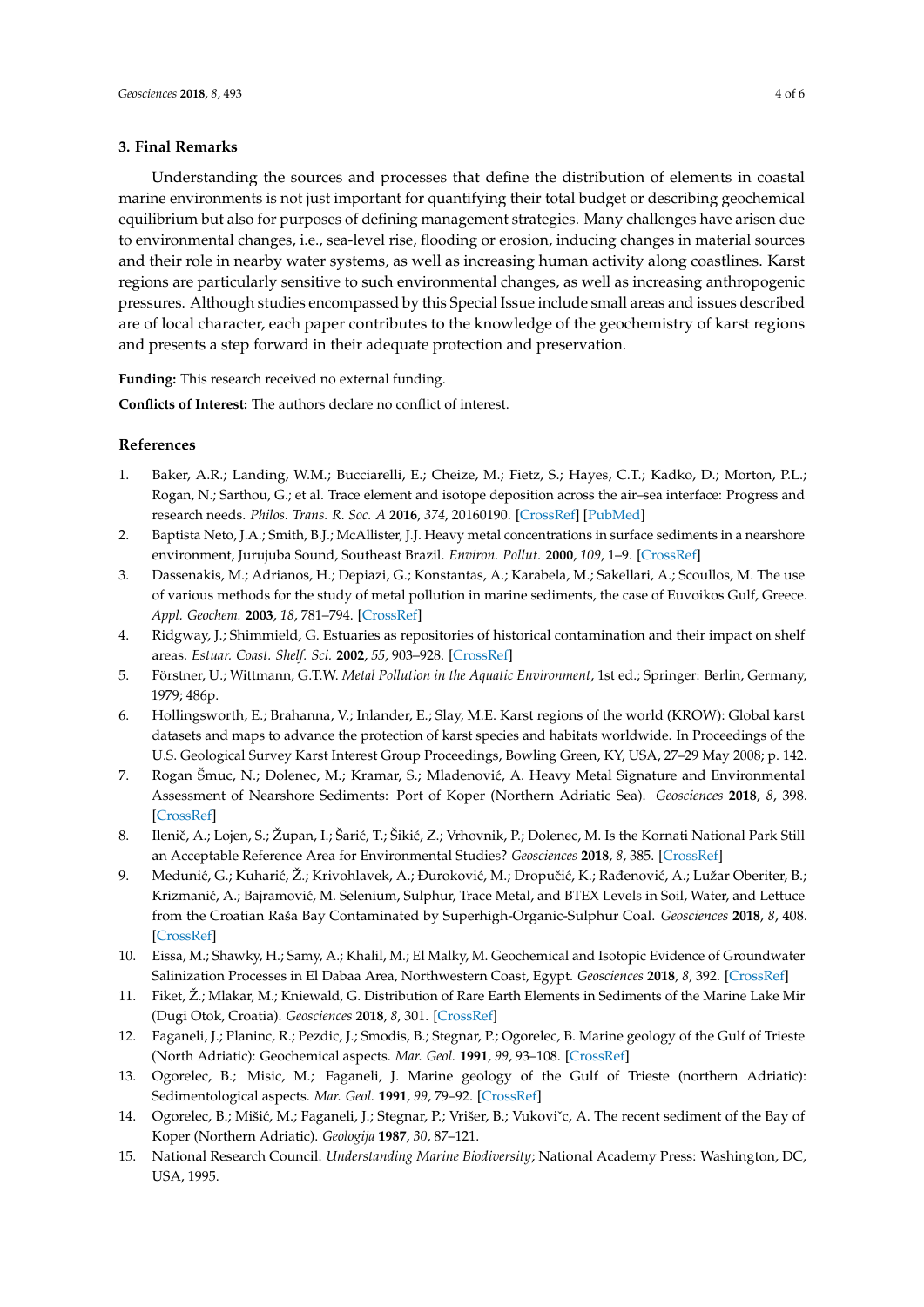## 3. Final Remarks

Understanding the sources and processes that define the distribution of elements in coastal marine environments is not just important for quantifying their total budget or describing geochemical equilibrium but also for purposes of defining management strategies. Many challenges have arisen due to environmental changes, i.e., sea-level rise, flooding or erosion, inducing changes in material sources and their role in nearby water systems, as well as increasing human activity along coastlines. Karst regions are particularly sensitive to such environmental changes, as well as increasing anthropogenic pressures. Although studies encompassed by this Special Issue include small areas and issues described are of local character, each paper contributes to the knowledge of the geochemistry of karst regions and presents a step forward in their adequate protection and preservation.

**Funding:** This research received no external funding.

**Conflicts of Interest:** The authors declare no conflict of interest.

## References

1. Baker, A.R.; Landing, W.M.; Bucciarelli, E.; Cheize, M.; Fietz, S.; Hayes, C.T.; Kadko, D.; Morton, P.L.; Rogan, N.; Sarthou, G.; et al. Trace element and isotope deposition across the air–sea interface: Progress and research needs. *Philos. Trans. R. Soc. A* **2016**, *374*, 20160190. [CrossRef] [PubMed]
2. Baptista Neto, J.A.; Smith, B.J.; McAllister, J.J. Heavy metal concentrations in surface sediments in a nearshore environment, Jurujuba Sound, Southeast Brazil. *Environ. Pollut.* **2000**, *109*, 1–9. [CrossRef]
3. Dassenakis, M.; Adrianos, H.; Depiazi, G.; Konstantas, A.; Karabela, M.; Sakellari, A.; Scoullos, M. The use of various methods for the study of metal pollution in marine sediments, the case of Euvoikos Gulf, Greece. *Appl. Geochem.* **2003**, *18*, 781–794. [CrossRef]
4. Ridgway, J.; Shimmield, G. Estuaries as repositories of historical contamination and their impact on shelf areas. *Estuar. Coast. Shelf. Sci.* **2002**, *55*, 903–928. [CrossRef]
5. Förstner, U.; Wittmann, G.T.W. *Metal Pollution in the Aquatic Environment*, 1st ed.; Springer: Berlin, Germany, 1979; 486p.
6. Hollingsworth, E.; Brahanna, V.; Inlander, E.; Slay, M.E. Karst regions of the world (KROW): Global karst datasets and maps to advance the protection of karst species and habitats worldwide. In Proceedings of the U.S. Geological Survey Karst Interest Group Proceedings, Bowling Green, KY, USA, 27–29 May 2008; p. 142.
7. Rogan Šmuc, N.; Dolenec, M.; Kramar, S.; Mladenović, A. Heavy Metal Signature and Environmental Assessment of Nearshore Sediments: Port of Koper (Northern Adriatic Sea). *Geosciences* **2018**, *8*, 398. [CrossRef]
8. Ilenič, A.; Lojen, S.; Župan, I.; Šarić, T.; Šikić, Z.; Vrhovnik, P.; Dolenec, M. Is the Kornati National Park Still an Acceptable Reference Area for Environmental Studies? *Geosciences* **2018**, *8*, 385. [CrossRef]
9. Medunić, G.; Kuharić, Ž.; Krivohlavek, A.; Đuroković, M.; Dropučić, K.; Rađenović, A.; Lužar Oberiter, B.; Krizmanić, A.; Bajramović, M. Selenium, Sulphur, Trace Metal, and BTEX Levels in Soil, Water, and Lettuce from the Croatian Raša Bay Contaminated by Superhigh-Organic-Sulphur Coal. *Geosciences* **2018**, *8*, 408. [CrossRef]
10. Eissa, M.; Shawky, H.; Samy, A.; Khalil, M.; El Malky, M. Geochemical and Isotopic Evidence of Groundwater Salinization Processes in El Dabaa Area, Northwestern Coast, Egypt. *Geosciences* **2018**, *8*, 392. [CrossRef]
11. Fiket, Ž.; Mlakar, M.; Kniewald, G. Distribution of Rare Earth Elements in Sediments of the Marine Lake Mir (Dugi Otok, Croatia). *Geosciences* **2018**, *8*, 301. [CrossRef]
12. Faganeli, J.; Planinc, R.; Pezdic, J.; Smodis, B.; Stegnar, P.; Ogorelec, B. Marine geology of the Gulf of Trieste (North Adriatic): Geochemical aspects. *Mar. Geol.* **1991**, *99*, 93–108. [CrossRef]
13. Ogorelec, B.; Misic, M.; Faganeli, J. Marine geology of the Gulf of Trieste (northern Adriatic): Sedimentological aspects. *Mar. Geol.* **1991**, *99*, 79–92. [CrossRef]
14. Ogorelec, B.; Mišić, M.; Faganeli, J.; Stegnar, P.; Vrišer, B.; Vukoviˇc, A. The recent sediment of the Bay of Koper (Northern Adriatic). *Geologija* **1987**, *30*, 87–121.
15. National Research Council. *Understanding Marine Biodiversity*; National Academy Press: Washington, DC, USA, 1995.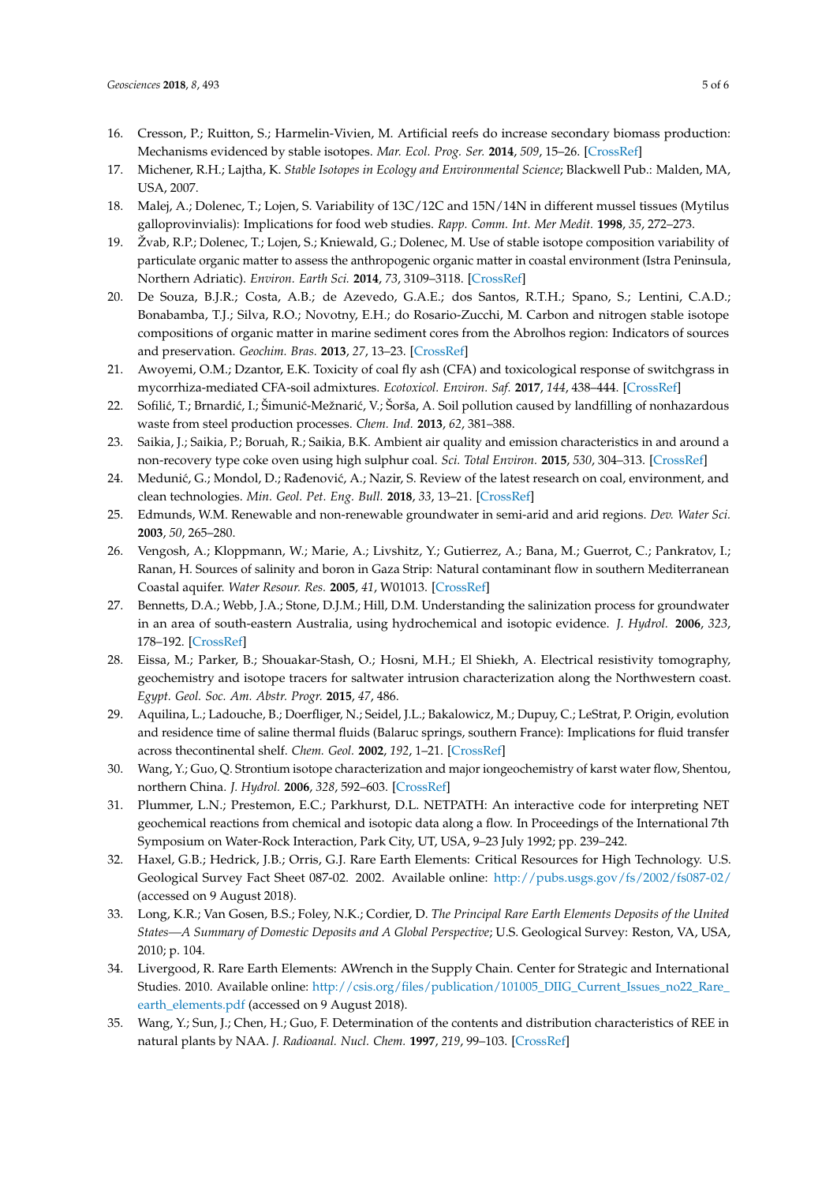16. Cresson, P.; Ruitton, S.; Harmelin-Vivien, M. Artificial reefs do increase secondary biomass production: Mechanisms evidenced by stable isotopes. *Mar. Ecol. Prog. Ser.* **2014**, *509*, 15–26. [CrossRef]
17. Michener, R.H.; Lajtha, K. *Stable Isotopes in Ecology and Environmental Science*; Blackwell Pub.: Malden, MA, USA, 2007.
18. Malej, A.; Dolenec, T.; Lojen, S. Variability of 13C/12C and 15N/14N in different mussel tissues (Mytilus galloprovinvialis): Implications for food web studies. *Rapp. Comm. Int. Mer Medit.* **1998**, *35*, 272–273.
19. Žvab, R.P.; Dolenec, T.; Lojen, S.; Kniewald, G.; Dolenec, M. Use of stable isotope composition variability of particulate organic matter to assess the anthropogenic organic matter in coastal environment (Istra Peninsula, Northern Adriatic). *Environ. Earth Sci.* **2014**, *73*, 3109–3118. [CrossRef]
20. De Souza, B.J.R.; Costa, A.B.; de Azevedo, G.A.E.; dos Santos, R.T.H.; Spano, S.; Lentini, C.A.D.; Bonabamba, T.J.; Silva, R.O.; Novotny, E.H.; do Rosario-Zucchi, M. Carbon and nitrogen stable isotope compositions of organic matter in marine sediment cores from the Abrolhos region: Indicators of sources and preservation. *Geochim. Bras.* **2013**, *27*, 13–23. [CrossRef]
21. Awoyemi, O.M.; Dzantor, E.K. Toxicity of coal fly ash (CFA) and toxicological response of switchgrass in mycorrhiza-mediated CFA-soil admixtures. *Ecotoxicol. Environ. Saf.* **2017**, *144*, 438–444. [CrossRef]
22. Sofilić, T.; Brnardić, I.; Šimunić-Mežnarić, V.; Šorša, A. Soil pollution caused by landfilling of nonhazardous waste from steel production processes. *Chem. Ind.* **2013**, *62*, 381–388.
23. Saikia, J.; Saikia, P.; Boruah, R.; Saikia, B.K. Ambient air quality and emission characteristics in and around a non-recovery type coke oven using high sulphur coal. *Sci. Total Environ.* **2015**, *530*, 304–313. [CrossRef]
24. Medunić, G.; Mondol, D.; Rađenović, A.; Nazir, S. Review of the latest research on coal, environment, and clean technologies. *Min. Geol. Pet. Eng. Bull.* **2018**, *33*, 13–21. [CrossRef]
25. Edmunds, W.M. Renewable and non-renewable groundwater in semi-arid and arid regions. *Dev. Water Sci.* **2003**, *50*, 265–280.
26. Vengosh, A.; Kloppmann, W.; Marie, A.; Livshitz, Y.; Gutierrez, A.; Bana, M.; Guerrot, C.; Pankratov, I.; Ranan, H. Sources of salinity and boron in Gaza Strip: Natural contaminant flow in southern Mediterranean Coastal aquifer. *Water Resour. Res.* **2005**, *41*, W01013. [CrossRef]
27. Bennetts, D.A.; Webb, J.A.; Stone, D.J.M.; Hill, D.M. Understanding the salinization process for groundwater in an area of south-eastern Australia, using hydrochemical and isotopic evidence. *J. Hydrol.* **2006**, *323*, 178–192. [CrossRef]
28. Eissa, M.; Parker, B.; Shouakar-Stash, O.; Hosni, M.H.; El Shiekh, A. Electrical resistivity tomography, geochemistry and isotope tracers for saltwater intrusion characterization along the Northwestern coast. *Egypt. Geol. Soc. Am. Abstr. Progr.* **2015**, *47*, 486.
29. Aquilina, L.; Ladouche, B.; Doerfliger, N.; Seidel, J.L.; Bakalowicz, M.; Dupuy, C.; LeStrat, P. Origin, evolution and residence time of saline thermal fluids (Balaruc springs, southern France): Implications for fluid transfer across thecontinental shelf. *Chem. Geol.* **2002**, *192*, 1–21. [CrossRef]
30. Wang, Y.; Guo, Q. Strontium isotope characterization and major iongeochemistry of karst water flow, Shentou, northern China. *J. Hydrol.* **2006**, *328*, 592–603. [CrossRef]
31. Plummer, L.N.; Prestemon, E.C.; Parkhurst, D.L. NETPATH: An interactive code for interpreting NET geochemical reactions from chemical and isotopic data along a flow. In Proceedings of the International 7th Symposium on Water-Rock Interaction, Park City, UT, USA, 9–23 July 1992; pp. 239–242.
32. Haxel, G.B.; Hedrick, J.B.; Orris, G.J. Rare Earth Elements: Critical Resources for High Technology. U.S. Geological Survey Fact Sheet 087-02. 2002. Available online: http://pubs.usgs.gov/fs/2002/fs087-02/ (accessed on 9 August 2018).
33. Long, K.R.; Van Gosen, B.S.; Foley, N.K.; Cordier, D. *The Principal Rare Earth Elements Deposits of the United States—A Summary of Domestic Deposits and A Global Perspective*; U.S. Geological Survey: Reston, VA, USA, 2010; p. 104.
34. Livergood, R. Rare Earth Elements: AWrench in the Supply Chain. Center for Strategic and International Studies. 2010. Available online: http://csis.org/files/publication/101005_DIIG_Current_Issues_no22_Rare_earth_elements.pdf (accessed on 9 August 2018).
35. Wang, Y.; Sun, J.; Chen, H.; Guo, F. Determination of the contents and distribution characteristics of REE in natural plants by NAA. *J. Radioanal. Nucl. Chem.* **1997**, *219*, 99–103. [CrossRef]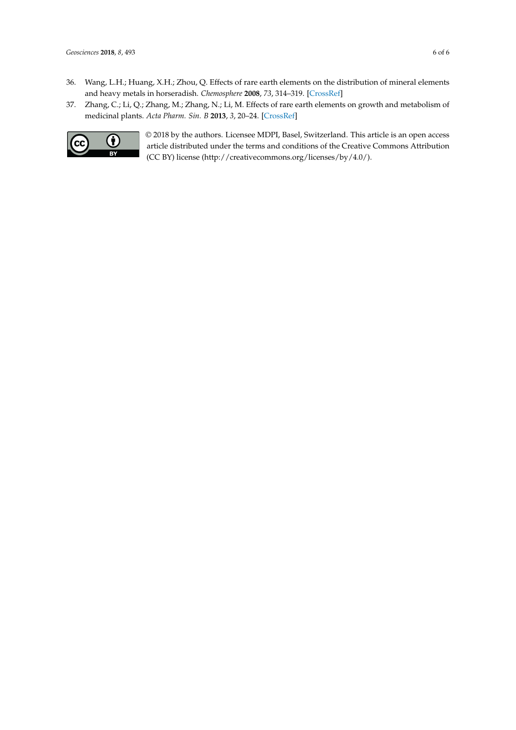36. Wang, L.H.; Huang, X.H.; Zhou, Q. Effects of rare earth elements on the distribution of mineral elements and heavy metals in horseradish. *Chemosphere* **2008**, *73*, 314–319. [CrossRef]
37. Zhang, C.; Li, Q.; Zhang, M.; Zhang, N.; Li, M. Effects of rare earth elements on growth and metabolism of medicinal plants. *Acta Pharm. Sin. B* **2013**, *3*, 20–24. [CrossRef]

© 2018 by the authors. Licensee MDPI, Basel, Switzerland. This article is an open access article distributed under the terms and conditions of the Creative Commons Attribution (CC BY) license (http://creativecommons.org/licenses/by/4.0/).